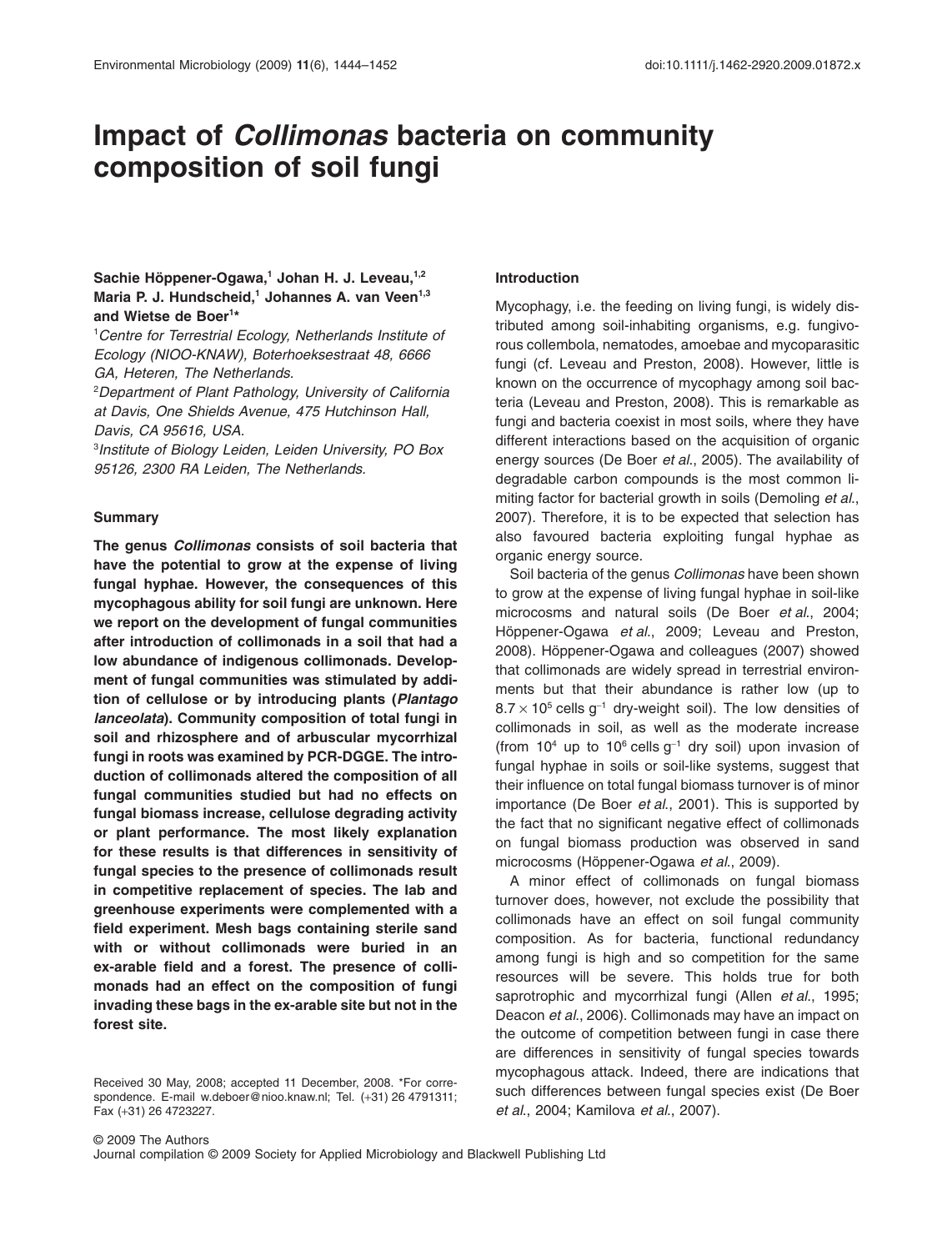# Impact of *Collimonas* bacteria on community composition of soil fungi

**Sachie Höppener-Ogawa,[1] Johan H. J. Leveau,[1,2] Maria P. J. Hundscheid,[1] Johannes A. van Veen[1,3] and Wietse de Boer[1]***

[1]*Centre for Terrestrial Ecology, Netherlands Institute of Ecology (NIOO-KNAW), Boterhoeksestraat 48, 6666 GA, Heteren, The Netherlands.*
[2]*Department of Plant Pathology, University of California at Davis, One Shields Avenue, 475 Hutchinson Hall, Davis, CA 95616, USA.*
[3]*Institute of Biology Leiden, Leiden University, PO Box 95126, 2300 RA Leiden, The Netherlands.*

## Summary

**The genus *Collimonas* consists of soil bacteria that have the potential to grow at the expense of living fungal hyphae. However, the consequences of this mycophagous ability for soil fungi are unknown. Here we report on the development of fungal communities after introduction of collimonads in a soil that had a low abundance of indigenous collimonads. Development of fungal communities was stimulated by addition of cellulose or by introducing plants (*Plantago lanceolata*). Community composition of total fungi in soil and rhizosphere and of arbuscular mycorrhizal fungi in roots was examined by PCR-DGGE. The introduction of collimonads altered the composition of all fungal communities studied but had no effects on fungal biomass increase, cellulose degrading activity or plant performance. The most likely explanation for these results is that differences in sensitivity of fungal species to the presence of collimonads result in competitive replacement of species. The lab and greenhouse experiments were complemented with a field experiment. Mesh bags containing sterile sand with or without collimonads were buried in an ex-arable field and a forest. The presence of collimonads had an effect on the composition of fungi invading these bags in the ex-arable site but not in the forest site.**

Received 30 May, 2008; accepted 11 December, 2008. *For correspondence. E-mail w.deboer@nioo.knaw.nl; Tel. (+31) 26 4791311; Fax (+31) 26 4723227.

## Introduction

Mycophagy, i.e. the feeding on living fungi, is widely distributed among soil-inhabiting organisms, e.g. fungivorous collembola, nematodes, amoebae and mycoparasitic fungi (cf. Leveau and Preston, 2008). However, little is known on the occurrence of mycophagy among soil bacteria (Leveau and Preston, 2008). This is remarkable as fungi and bacteria coexist in most soils, where they have different interactions based on the acquisition of organic energy sources (De Boer *et al*., 2005). The availability of degradable carbon compounds is the most common limiting factor for bacterial growth in soils (Demoling *et al*., 2007). Therefore, it is to be expected that selection has also favoured bacteria exploiting fungal hyphae as organic energy source.

Soil bacteria of the genus *Collimonas* have been shown to grow at the expense of living fungal hyphae in soil-like microcosms and natural soils (De Boer *et al*., 2004; Höppener-Ogawa *et al*., 2009; Leveau and Preston, 2008). Höppener-Ogawa and colleagues (2007) showed that collimonads are widely spread in terrestrial environments but that their abundance is rather low (up to $8.7 \times 10^5$ cells $g^{-1}$ dry-weight soil). The low densities of collimonads in soil, as well as the moderate increase (from $10^4$ up to $10^6$ cells $g^{-1}$ dry soil) upon invasion of fungal hyphae in soils or soil-like systems, suggest that their influence on total fungal biomass turnover is of minor importance (De Boer *et al*., 2001). This is supported by the fact that no significant negative effect of collimonads on fungal biomass production was observed in sand microcosms (Höppener-Ogawa *et al*., 2009).

A minor effect of collimonads on fungal biomass turnover does, however, not exclude the possibility that collimonads have an effect on soil fungal community composition. As for bacteria, functional redundancy among fungi is high and so competition for the same resources will be severe. This holds true for both saprotrophic and mycorrhizal fungi (Allen *et al*., 1995; Deacon *et al*., 2006). Collimonads may have an impact on the outcome of competition between fungi in case there are differences in sensitivity of fungal species towards mycophagous attack. Indeed, there are indications that such differences between fungal species exist (De Boer *et al*., 2004; Kamilova *et al*., 2007).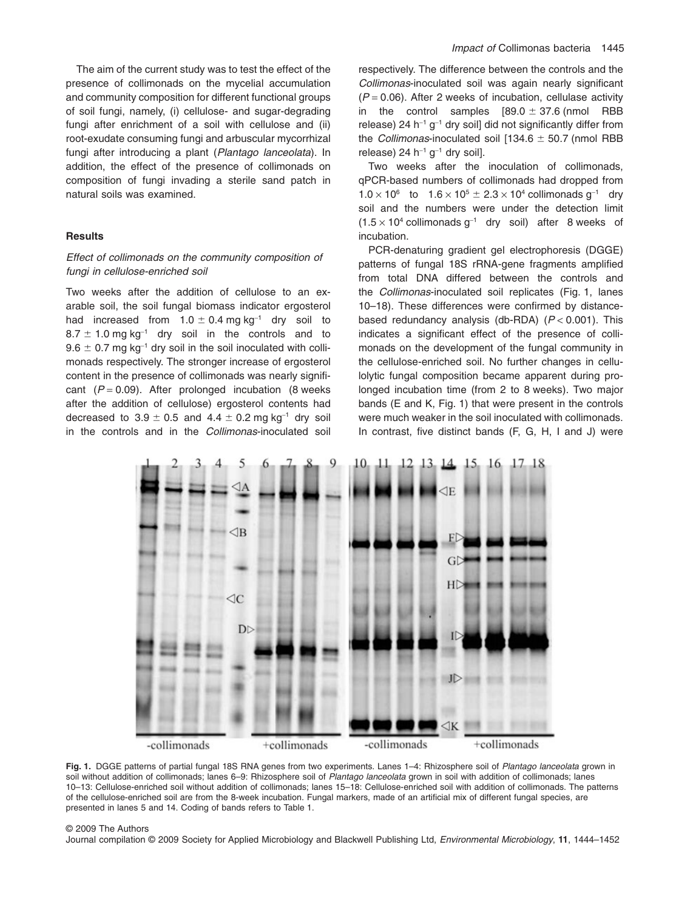The aim of the current study was to test the effect of the presence of collimonads on the mycelial accumulation and community composition for different functional groups of soil fungi, namely, (i) cellulose- and sugar-degrading fungi after enrichment of a soil with cellulose and (ii) root-exudate consuming fungi and arbuscular mycorrhizal fungi after introducing a plant (*Plantago lanceolata*). In addition, the effect of the presence of collimonads on composition of fungi invading a sterile sand patch in natural soils was examined.

## Results

### *Effect of collimonads on the community composition of fungi in cellulose-enriched soil*

Two weeks after the addition of cellulose to an exarable soil, the soil fungal biomass indicator ergosterol had increased from $1.0 \pm 0.4$ mg kg$^{-1}$ dry soil to $8.7 \pm 1.0$ mg kg$^{-1}$ dry soil in the controls and to $9.6 \pm 0.7$ mg kg$^{-1}$ dry soil in the soil inoculated with collimonads respectively. The stronger increase of ergosterol content in the presence of collimonads was nearly significant ($P = 0.09$). After prolonged incubation (8 weeks after the addition of cellulose) ergosterol contents had decreased to $3.9 \pm 0.5$ and $4.4 \pm 0.2$ mg kg$^{-1}$ dry soil in the controls and in the *Collimonas*-inoculated soil respectively. The difference between the controls and the *Collimonas*-inoculated soil was again nearly significant ($P = 0.06$). After 2 weeks of incubation, cellulase activity in the control samples [$89.0 \pm 37.6$ (nmol RBB release) 24 h$^{-1}$ g$^{-1}$ dry soil] did not significantly differ from the *Collimonas*-inoculated soil [$134.6 \pm 50.7$ (nmol RBB release) 24 h$^{-1}$ g$^{-1}$ dry soil].

Two weeks after the inoculation of collimonads, qPCR-based numbers of collimonads had dropped from $1.0 \times 10^{6}$ to $1.6 \times 10^{5} \pm 2.3 \times 10^{4}$ collimonads g$^{-1}$ dry soil and the numbers were under the detection limit ($1.5 \times 10^{4}$ collimonads g$^{-1}$ dry soil) after 8 weeks of incubation.

PCR-denaturing gradient gel electrophoresis (DGGE) patterns of fungal 18S rRNA-gene fragments amplified from total DNA differed between the controls and the *Collimonas*-inoculated soil replicates (Fig. 1, lanes 10–18). These differences were confirmed by distance-based redundancy analysis (db-RDA) ($P < 0.001$). This indicates a significant effect of the presence of collimonads on the development of the fungal community in the cellulose-enriched soil. No further changes in cellulolytic fungal composition became apparent during prolonged incubation time (from 2 to 8 weeks). Two major bands (E and K, Fig. 1) that were present in the controls were much weaker in the soil inoculated with collimonads. In contrast, five distinct bands (F, G, H, I and J) were

**Fig. 1.** DGGE patterns of partial fungal 18S RNA genes from two experiments. Lanes 1–4: Rhizosphere soil of *Plantago lanceolata* grown in soil without addition of collimonads; lanes 6–9: Rhizosphere soil of *Plantago lanceolata* grown in soil with addition of collimonads; lanes 10–13: Cellulose-enriched soil without addition of collimonads; lanes 15–18: Cellulose-enriched soil with addition of collimonads. The patterns of the cellulose-enriched soil are from the 8-week incubation. Fungal markers, made of an artificial mix of different fungal species, are presented in lanes 5 and 14. Coding of bands refers to Table 1.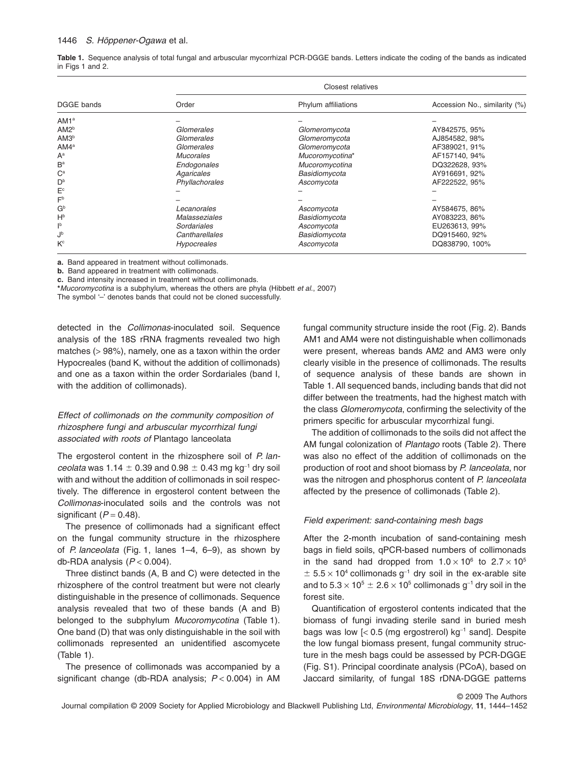**Table 1.** Sequence analysis of total fungal and arbuscular mycorrhizal PCR-DGGE bands. Letters indicate the coding of the bands as indicated in Figs 1 and 2.

| DGGE bands | Closest relatives | | |
|---|---|---|---|
| | Order | Phylum affiliations | Accession No., similarity (%) |
| AM1[a] | – | – | – |
| AM2[b] | *Glomerales* | *Glomeromycota* | AY842575, 95% |
| AM3[b] | *Glomerales* | *Glomeromycota* | AJ854582, 98% |
| AM4[a] | *Glomerales* | *Glomeromycota* | AF389021, 91% |
| A[a] | *Mucorales* | *Mucoromycotina*\* | AF157140, 94% |
| B[a] | *Endogonales* | *Mucoromycotina* | DQ322628, 93% |
| C[a] | *Agaricales* | *Basidiomycota* | AY916691, 92% |
| D[b] | *Phyllachorales* | *Ascomycota* | AF222522, 95% |
| E[c] | – | – | – |
| F[b] | – | – | – |
| G[b] | *Lecanorales* | *Ascomycota* | AY584675, 86% |
| H[b] | *Malasseziales* | *Basidiomycota* | AY083223, 86% |
| I[b] | *Sordariales* | *Ascomycota* | EU263613, 99% |
| J[b] | *Cantharellales* | *Basidiomycota* | DQ915460, 92% |
| K[c] | *Hypocreales* | *Ascomycota* | DQ838790, 100% |

**a.** Band appeared in treatment without collimonads.
**b.** Band appeared in treatment with collimonads.
**c.** Band intensity increased in treatment without collimonads.
\**Mucoromycotina* is a subphylum, whereas the others are phyla (Hibbett *et al.*, 2007)
The symbol '–' denotes bands that could not be cloned successfully.

detected in the *Collimonas*-inoculated soil. Sequence analysis of the 18S rRNA fragments revealed two high matches (> 98%), namely, one as a taxon within the order Hypocreales (band K, without the addition of collimonads) and one as a taxon within the order Sordariales (band I, with the addition of collimonads).

### *Effect of collimonads on the community composition of rhizosphere fungi and arbuscular mycorrhizal fungi associated with roots of* Plantago lanceolata

The ergosterol content in the rhizosphere soil of *P. lanceolata* was $1.14 \pm 0.39$ and $0.98 \pm 0.43$ mg $kg^{-1}$ dry soil with and without the addition of collimonads in soil respectively. The difference in ergosterol content between the *Collimonas*-inoculated soils and the controls was not significant ($P = 0.48$).

The presence of collimonads had a significant effect on the fungal community structure in the rhizosphere of *P. lanceolata* (Fig. 1, lanes 1–4, 6–9), as shown by db-RDA analysis ($P < 0.004$).

Three distinct bands (A, B and C) were detected in the rhizosphere of the control treatment but were not clearly distinguishable in the presence of collimonads. Sequence analysis revealed that two of these bands (A and B) belonged to the subphylum *Mucoromycotina* (Table 1). One band (D) that was only distinguishable in the soil with collimonads represented an unidentified ascomycete (Table 1).

The presence of collimonads was accompanied by a significant change (db-RDA analysis; $P < 0.004$) in AM fungal community structure inside the root (Fig. 2). Bands AM1 and AM4 were not distinguishable when collimonads were present, whereas bands AM2 and AM3 were only clearly visible in the presence of collimonads. The results of sequence analysis of these bands are shown in Table 1. All sequenced bands, including bands that did not differ between the treatments, had the highest match with the class *Glomeromycota*, confirming the selectivity of the primers specific for arbuscular mycorrhizal fungi.

The addition of collimonads to the soils did not affect the AM fungal colonization of *Plantago* roots (Table 2). There was also no effect of the addition of collimonads on the production of root and shoot biomass by *P. lanceolata*, nor was the nitrogen and phosphorus content of *P. lanceolata* affected by the presence of collimonads (Table 2).

### *Field experiment: sand-containing mesh bags*

After the 2-month incubation of sand-containing mesh bags in field soils, qPCR-based numbers of collimonads in the sand had dropped from $1.0 \times 10^6$ to $2.7 \times 10^5 \pm 5.5 \times 10^4$ collimonads $g^{-1}$ dry soil in the ex-arable site and to $5.3 \times 10^5 \pm 2.6 \times 10^5$ collimonads $g^{-1}$ dry soil in the forest site.

Quantification of ergosterol contents indicated that the biomass of fungi invading sterile sand in buried mesh bags was low [< 0.5 (mg ergostrerol) $kg^{-1}$ sand]. Despite the low fungal biomass present, fungal community structure in the mesh bags could be assessed by PCR-DGGE (Fig. S1). Principal coordinate analysis (PCoA), based on Jaccard similarity, of fungal 18S rDNA-DGGE patterns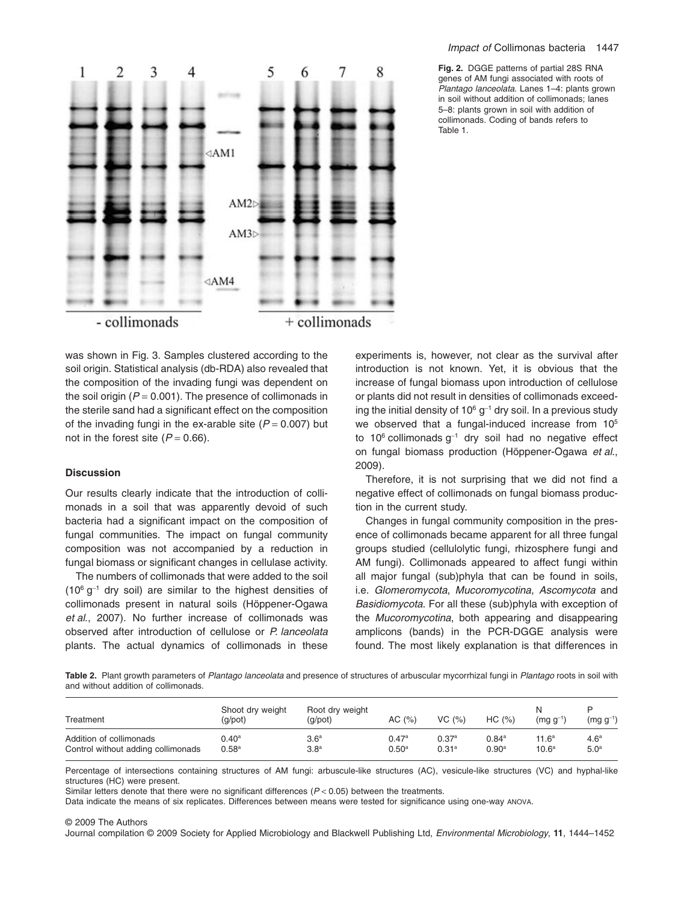**Fig. 2.** DGGE patterns of partial 28S RNA genes of AM fungi associated with roots of *Plantago lanceolata*. Lanes 1–4: plants grown in soil without addition of collimonads; lanes 5–8: plants grown in soil with addition of collimonads. Coding of bands refers to Table 1.

was shown in Fig. 3. Samples clustered according to the soil origin. Statistical analysis (db-RDA) also revealed that the composition of the invading fungi was dependent on the soil origin ($P = 0.001$). The presence of collimonads in the sterile sand had a significant effect on the composition of the invading fungi in the ex-arable site ($P = 0.007$) but not in the forest site ($P = 0.66$).

## Discussion

Our results clearly indicate that the introduction of collimonads in a soil that was apparently devoid of such bacteria had a significant impact on the composition of fungal communities. The impact on fungal community composition was not accompanied by a reduction in fungal biomass or significant changes in cellulase activity.

The numbers of collimonads that were added to the soil ($10^6$ g$^{-1}$ dry soil) are similar to the highest densities of collimonads present in natural soils (Höppener-Ogawa *et al.*, 2007). No further increase of collimonads was observed after introduction of cellulose or *P. lanceolata* plants. The actual dynamics of collimonads in these experiments is, however, not clear as the survival after introduction is not known. Yet, it is obvious that the increase of fungal biomass upon introduction of cellulose or plants did not result in densities of collimonads exceeding the initial density of $10^6$ g$^{-1}$ dry soil. In a previous study we observed that a fungal-induced increase from $10^5$ to $10^6$ collimonads g$^{-1}$ dry soil had no negative effect on fungal biomass production (Höppener-Ogawa *et al.*, 2009).

Therefore, it is not surprising that we did not find a negative effect of collimonads on fungal biomass production in the current study.

Changes in fungal community composition in the presence of collimonads became apparent for all three fungal groups studied (cellulolytic fungi, rhizosphere fungi and AM fungi). Collimonads appeared to affect fungi within all major fungal (sub)phyla that can be found in soils, i.e. *Glomeromycota*, *Mucoromycotina*, *Ascomycota* and *Basidiomycota*. For all these (sub)phyla with exception of the *Mucoromycotina*, both appearing and disappearing amplicons (bands) in the PCR-DGGE analysis were found. The most likely explanation is that differences in

**Table 2.** Plant growth parameters of *Plantago lanceolata* and presence of structures of arbuscular mycorrhizal fungi in *Plantago* roots in soil with and without addition of collimonads.

| Treatment | Shoot dry weight (g/pot) | Root dry weight (g/pot) | AC (%) | VC (%) | HC (%) | N (mg g$^{-1}$) | P (mg g$^{-1}$) |
|---|---|---|---|---|---|---|---|
| Addition of collimonads | 0.40[a] | 3.6[a] | 0.47[a] | 0.37[a] | 0.84[a] | 11.6[a] | 4.6[a] |
| Control without adding collimonads | 0.58[a] | 3.8[a] | 0.50[a] | 0.31[a] | 0.90[a] | 10.6[a] | 5.0[a] |

Percentage of intersections containing structures of AM fungi: arbuscule-like structures (AC), vesicule-like structures (VC) and hyphal-like structures (HC) were present.

Similar letters denote that there were no significant differences ($P < 0.05$) between the treatments.

Data indicate the means of six replicates. Differences between means were tested for significance using one-way ANOVA.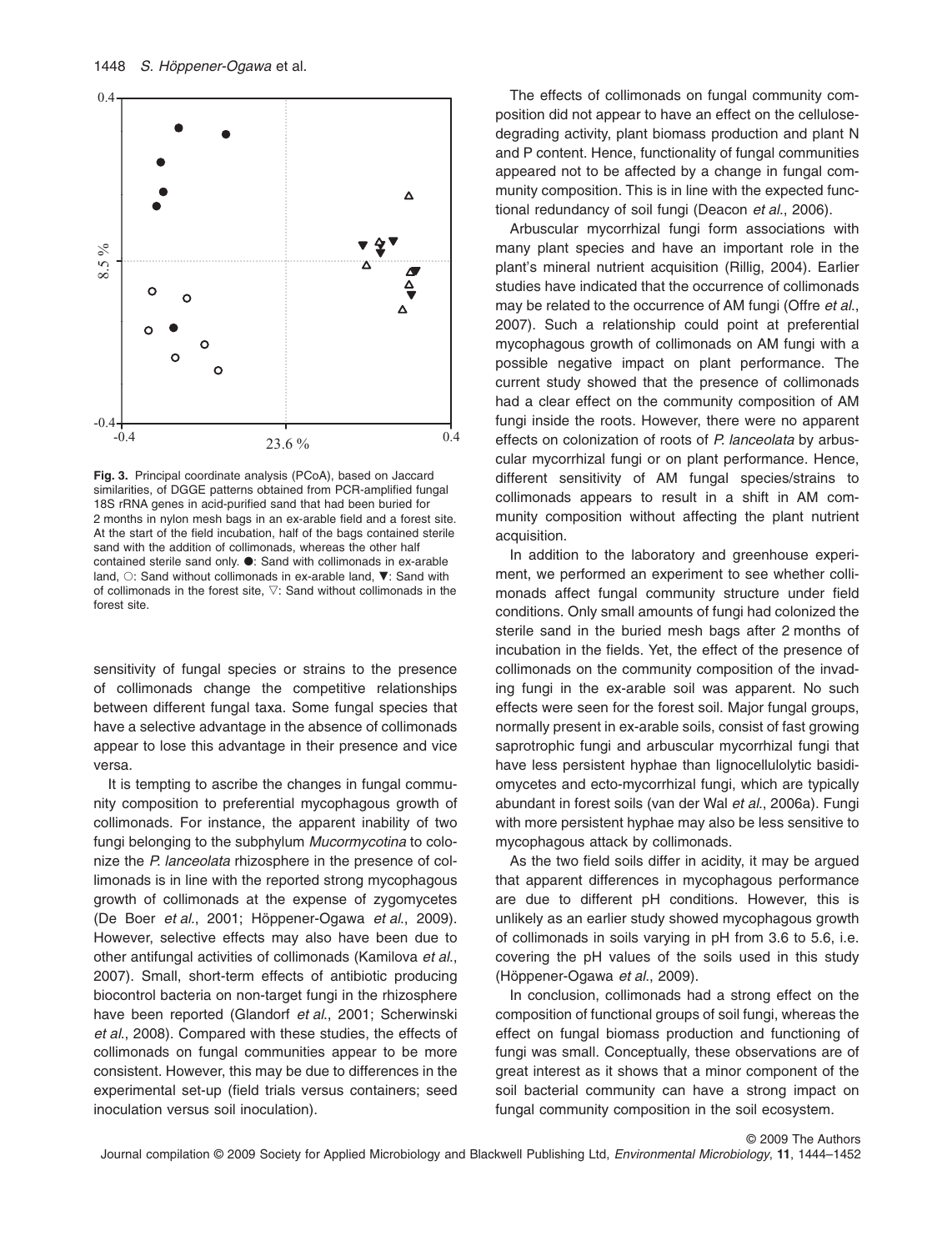**Fig. 3.** Principal coordinate analysis (PCoA), based on Jaccard similarities, of DGGE patterns obtained from PCR-amplified fungal 18S rRNA genes in acid-purified sand that had been buried for 2 months in nylon mesh bags in an ex-arable field and a forest site. At the start of the field incubation, half of the bags contained sterile sand with the addition of collimonads, whereas the other half contained sterile sand only. ●: Sand with collimonads in ex-arable land, ○: Sand without collimonads in ex-arable land, ▼: Sand with of collimonads in the forest site, ▽: Sand without collimonads in the forest site.

sensitivity of fungal species or strains to the presence of collimonads change the competitive relationships between different fungal taxa. Some fungal species that have a selective advantage in the absence of collimonads appear to lose this advantage in their presence and vice versa.

It is tempting to ascribe the changes in fungal community composition to preferential mycophagous growth of collimonads. For instance, the apparent inability of two fungi belonging to the subphylum *Mucormycotina* to colonize the *P. lanceolata* rhizosphere in the presence of collimonads is in line with the reported strong mycophagous growth of collimonads at the expense of zygomycetes (De Boer *et al.*, 2001; Höppener-Ogawa *et al.*, 2009). However, selective effects may also have been due to other antifungal activities of collimonads (Kamilova *et al.*, 2007). Small, short-term effects of antibiotic producing biocontrol bacteria on non-target fungi in the rhizosphere have been reported (Glandorf *et al.*, 2001; Scherwinski *et al.*, 2008). Compared with these studies, the effects of collimonads on fungal communities appear to be more consistent. However, this may be due to differences in the experimental set-up (field trials versus containers; seed inoculation versus soil inoculation).

The effects of collimonads on fungal community composition did not appear to have an effect on the cellulose-degrading activity, plant biomass production and plant N and P content. Hence, functionality of fungal communities appeared not to be affected by a change in fungal community composition. This is in line with the expected functional redundancy of soil fungi (Deacon *et al.*, 2006).

Arbuscular mycorrhizal fungi form associations with many plant species and have an important role in the plant's mineral nutrient acquisition (Rillig, 2004). Earlier studies have indicated that the occurrence of collimonads may be related to the occurrence of AM fungi (Offre *et al.*, 2007). Such a relationship could point at preferential mycophagous growth of collimonads on AM fungi with a possible negative impact on plant performance. The current study showed that the presence of collimonads had a clear effect on the community composition of AM fungi inside the roots. However, there were no apparent effects on colonization of roots of *P. lanceolata* by arbuscular mycorrhizal fungi or on plant performance. Hence, different sensitivity of AM fungal species/strains to collimonads appears to result in a shift in AM community composition without affecting the plant nutrient acquisition.

In addition to the laboratory and greenhouse experiment, we performed an experiment to see whether collimonads affect fungal community structure under field conditions. Only small amounts of fungi had colonized the sterile sand in the buried mesh bags after 2 months of incubation in the fields. Yet, the effect of the presence of collimonads on the community composition of the invading fungi in the ex-arable soil was apparent. No such effects were seen for the forest soil. Major fungal groups, normally present in ex-arable soils, consist of fast growing saprotrophic fungi and arbuscular mycorrhizal fungi that have less persistent hyphae than lignocellulolytic basidiomycetes and ecto-mycorrhizal fungi, which are typically abundant in forest soils (van der Wal *et al.*, 2006a). Fungi with more persistent hyphae may also be less sensitive to mycophagous attack by collimonads.

As the two field soils differ in acidity, it may be argued that apparent differences in mycophagous performance are due to different pH conditions. However, this is unlikely as an earlier study showed mycophagous growth of collimonads in soils varying in pH from 3.6 to 5.6, i.e. covering the pH values of the soils used in this study (Höppener-Ogawa *et al.*, 2009).

In conclusion, collimonads had a strong effect on the composition of functional groups of soil fungi, whereas the effect on fungal biomass production and functioning of fungi was small. Conceptually, these observations are of great interest as it shows that a minor component of the soil bacterial community can have a strong impact on fungal community composition in the soil ecosystem.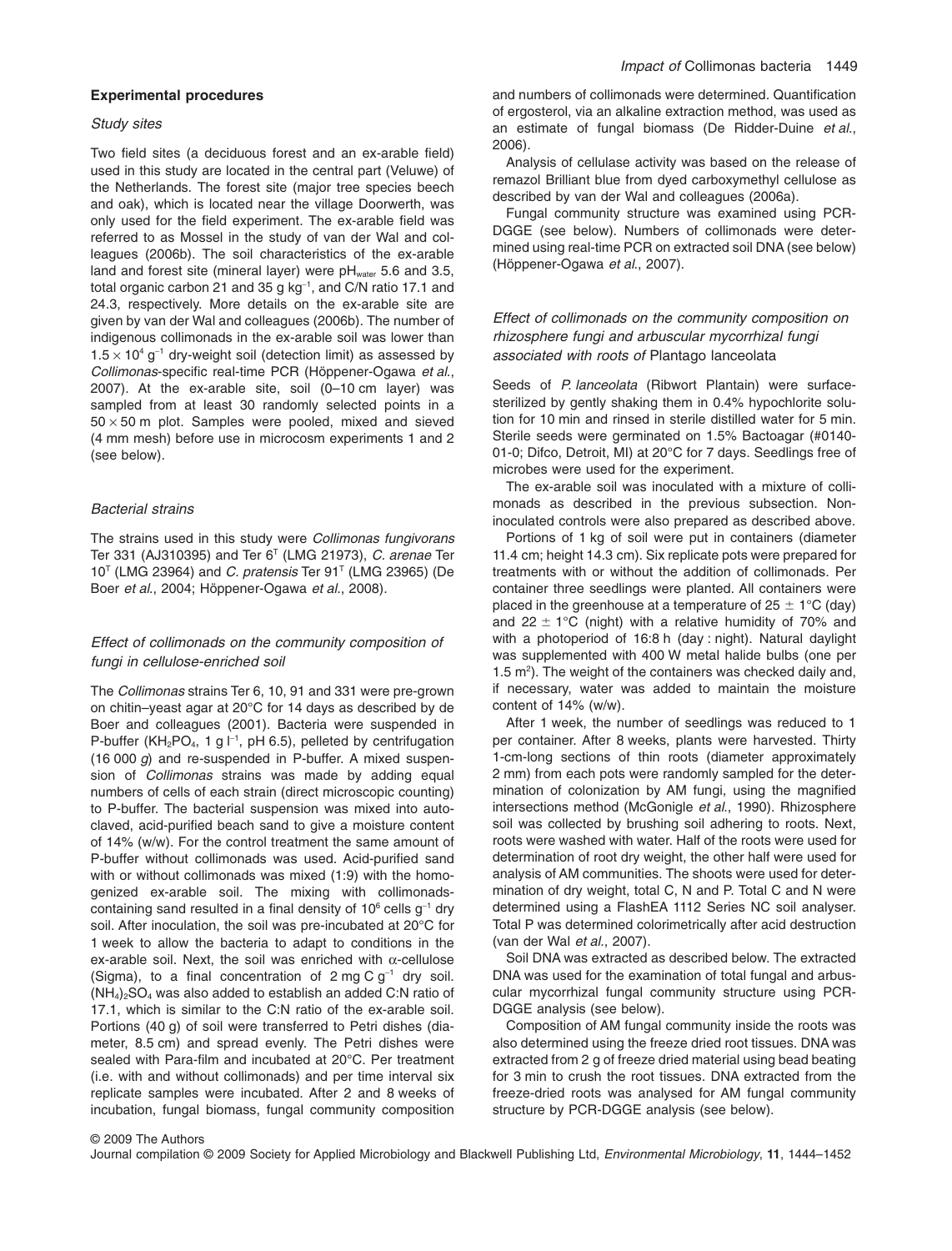## Experimental procedures

### Study sites

Two field sites (a deciduous forest and an ex-arable field) used in this study are located in the central part (Veluwe) of the Netherlands. The forest site (major tree species beech and oak), which is located near the village Doorwerth, was only used for the field experiment. The ex-arable field was referred to as Mossel in the study of van der Wal and colleagues (2006b). The soil characteristics of the ex-arable land and forest site (mineral layer) were $pH_{water}$ 5.6 and 3.5, total organic carbon 21 and 35 g $kg^{-1}$, and C/N ratio 17.1 and 24.3, respectively. More details on the ex-arable site are given by van der Wal and colleagues (2006b). The number of indigenous collimonads in the ex-arable soil was lower than $1.5 \times 10^4$ $g^{-1}$ dry-weight soil (detection limit) as assessed by *Collimonas*-specific real-time PCR (Höppener-Ogawa *et al.*, 2007). At the ex-arable site, soil (0–10 cm layer) was sampled from at least 30 randomly selected points in a $50 \times 50$ m plot. Samples were pooled, mixed and sieved (4 mm mesh) before use in microcosm experiments 1 and 2 (see below).

### Bacterial strains

The strains used in this study were *Collimonas fungivorans* Ter 331 (AJ310395) and Ter $6^T$ (LMG 21973), *C. arenae* Ter $10^T$ (LMG 23964) and *C. pratensis* Ter $91^T$ (LMG 23965) (De Boer *et al.*, 2004; Höppener-Ogawa *et al.*, 2008).

### Effect of collimonads on the community composition of fungi in cellulose-enriched soil

The *Collimonas* strains Ter 6, 10, 91 and 331 were pre-grown on chitin–yeast agar at 20°C for 14 days as described by de Boer and colleagues (2001). Bacteria were suspended in P-buffer ($KH_2PO_4$, 1 g $l^{-1}$, pH 6.5), pelleted by centrifugation (16 000 *g*) and re-suspended in P-buffer. A mixed suspension of *Collimonas* strains was made by adding equal numbers of cells of each strain (direct microscopic counting) to P-buffer. The bacterial suspension was mixed into autoclaved, acid-purified beach sand to give a moisture content of 14% (w/w). For the control treatment the same amount of P-buffer without collimonads was used. Acid-purified sand with or without collimonads was mixed (1:9) with the homogenized ex-arable soil. The mixing with collimonads-containing sand resulted in a final density of $10^6$ cells $g^{-1}$ dry soil. After inoculation, the soil was pre-incubated at 20°C for 1 week to allow the bacteria to adapt to conditions in the ex-arable soil. Next, the soil was enriched with α-cellulose (Sigma), to a final concentration of 2 mg C $g^{-1}$ dry soil. $(NH_4)_2SO_4$ was also added to establish an added C:N ratio of 17.1, which is similar to the C:N ratio of the ex-arable soil. Portions (40 g) of soil were transferred to Petri dishes (diameter, 8.5 cm) and spread evenly. The Petri dishes were sealed with Para-film and incubated at 20°C. Per treatment (i.e. with and without collimonads) and per time interval six replicate samples were incubated. After 2 and 8 weeks of incubation, fungal biomass, fungal community composition and numbers of collimonads were determined. Quantification of ergosterol, via an alkaline extraction method, was used as an estimate of fungal biomass (De Ridder-Duine *et al.*, 2006).

Analysis of cellulase activity was based on the release of remazol Brilliant blue from dyed carboxymethyl cellulose as described by van der Wal and colleagues (2006a).

Fungal community structure was examined using PCR-DGGE (see below). Numbers of collimonads were determined using real-time PCR on extracted soil DNA (see below) (Höppener-Ogawa *et al.*, 2007).

### Effect of collimonads on the community composition on rhizosphere fungi and arbuscular mycorrhizal fungi associated with roots of *Plantago lanceolata*

Seeds of *P. lanceolata* (Ribwort Plantain) were surface-sterilized by gently shaking them in 0.4% hypochlorite solution for 10 min and rinsed in sterile distilled water for 5 min. Sterile seeds were germinated on 1.5% Bactoagar (#0140-01-0; Difco, Detroit, MI) at 20°C for 7 days. Seedlings free of microbes were used for the experiment.

The ex-arable soil was inoculated with a mixture of collimonads as described in the previous subsection. Non-inoculated controls were also prepared as described above.

Portions of 1 kg of soil were put in containers (diameter 11.4 cm; height 14.3 cm). Six replicate pots were prepared for treatments with or without the addition of collimonads. Per container three seedlings were planted. All containers were placed in the greenhouse at a temperature of 25 ± 1°C (day) and 22 ± 1°C (night) with a relative humidity of 70% and with a photoperiod of 16:8 h (day : night). Natural daylight was supplemented with 400 W metal halide bulbs (one per 1.5 $m^2$). The weight of the containers was checked daily and, if necessary, water was added to maintain the moisture content of 14% (w/w).

After 1 week, the number of seedlings was reduced to 1 per container. After 8 weeks, plants were harvested. Thirty 1-cm-long sections of thin roots (diameter approximately 2 mm) from each pots were randomly sampled for the determination of colonization by AM fungi, using the magnified intersections method (McGonigle *et al.*, 1990). Rhizosphere soil was collected by brushing soil adhering to roots. Next, roots were washed with water. Half of the roots were used for determination of root dry weight, the other half were used for analysis of AM communities. The shoots were used for determination of dry weight, total C, N and P. Total C and N were determined using a FlashEA 1112 Series NC soil analyser. Total P was determined colorimetrically after acid destruction (van der Wal *et al.*, 2007).

Soil DNA was extracted as described below. The extracted DNA was used for the examination of total fungal and arbuscular mycorrhizal fungal community structure using PCR-DGGE analysis (see below).

Composition of AM fungal community inside the roots was also determined using the freeze dried root tissues. DNA was extracted from 2 g of freeze dried material using bead beating for 3 min to crush the root tissues. DNA extracted from the freeze-dried roots was analysed for AM fungal community structure by PCR-DGGE analysis (see below).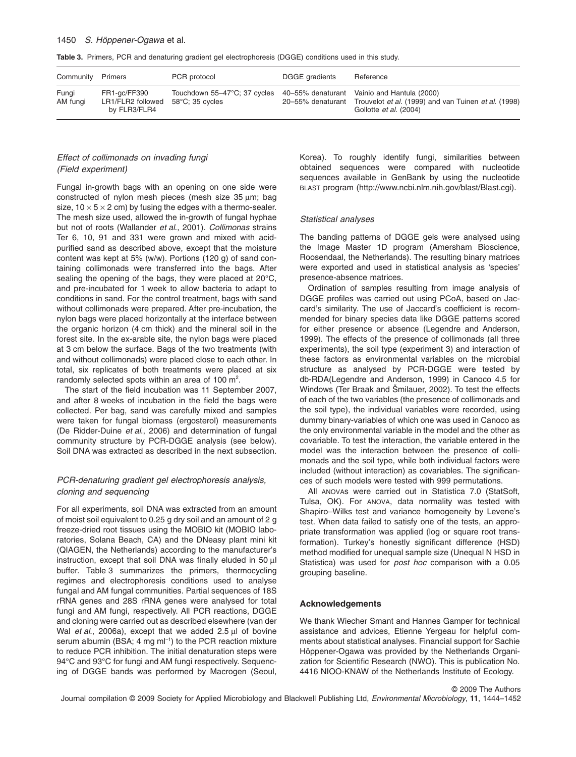**Table 3.** Primers, PCR and denaturing gradient gel electrophoresis (DGGE) conditions used in this study.

| Community | Primers | PCR protocol | DGGE gradients | Reference |
|---|---|---|---|---|
| Fungi | FR1-gc/FF390 | Touchdown 55–47°C; 37 cycles | 40–55% denaturant | Vainio and Hantula (2000) |
| AM fungi | LR1/FLR2 followed by FLR3/FLR4 | 58°C; 35 cycles | 20–55% denaturant | Trouvelot *et al.* (1999) and van Tuinen *et al.* (1998) Gollotte *et al.* (2004) |

### *Effect of collimonads on invading fungi (Field experiment)*

Fungal in-growth bags with an opening on one side were constructed of nylon mesh pieces (mesh size 35 μm; bag size, 10 × 5 × 2 cm) by fusing the edges with a thermo-sealer. The mesh size used, allowed the in-growth of fungal hyphae but not of roots (Wallander *et al.*, 2001). *Collimonas* strains Ter 6, 10, 91 and 331 were grown and mixed with acid-purified sand as described above, except that the moisture content was kept at 5% (w/w). Portions (120 g) of sand containing collimonads were transferred into the bags. After sealing the opening of the bags, they were placed at 20°C, and pre-incubated for 1 week to allow bacteria to adapt to conditions in sand. For the control treatment, bags with sand without collimonads were prepared. After pre-incubation, the nylon bags were placed horizontally at the interface between the organic horizon (4 cm thick) and the mineral soil in the forest site. In the ex-arable site, the nylon bags were placed at 3 cm below the surface. Bags of the two treatments (with and without collimonads) were placed close to each other. In total, six replicates of both treatments were placed at six randomly selected spots within an area of 100 m$^2$.

The start of the field incubation was 11 September 2007, and after 8 weeks of incubation in the field the bags were collected. Per bag, sand was carefully mixed and samples were taken for fungal biomass (ergosterol) measurements (De Ridder-Duine *et al.*, 2006) and determination of fungal community structure by PCR-DGGE analysis (see below). Soil DNA was extracted as described in the next subsection.

### *PCR-denaturing gradient gel electrophoresis analysis, cloning and sequencing*

For all experiments, soil DNA was extracted from an amount of moist soil equivalent to 0.25 g dry soil and an amount of 2 g freeze-dried root tissues using the MOBIO kit (MOBIO laboratories, Solana Beach, CA) and the DNeasy plant mini kit (QIAGEN, the Netherlands) according to the manufacturer's instruction, except that soil DNA was finally eluded in 50 μl buffer. Table 3 summarizes the primers, thermocycling regimes and electrophoresis conditions used to analyse fungal and AM fungal communities. Partial sequences of 18S rRNA genes and 28S rRNA genes were analysed for total fungi and AM fungi, respectively. All PCR reactions, DGGE and cloning were carried out as described elsewhere (van der Wal *et al.*, 2006a), except that we added 2.5 μl of bovine serum albumin (BSA; 4 mg ml$^{-1}$) to the PCR reaction mixture to reduce PCR inhibition. The initial denaturation steps were 94°C and 93°C for fungi and AM fungi respectively. Sequencing of DGGE bands was performed by Macrogen (Seoul, Korea). To roughly identify fungi, similarities between obtained sequences were compared with nucleotide sequences available in GenBank by using the nucleotide BLAST program (http://www.ncbi.nlm.nih.gov/blast/Blast.cgi).

### *Statistical analyses*

The banding patterns of DGGE gels were analysed using the Image Master 1D program (Amersham Bioscience, Roosendaal, the Netherlands). The resulting binary matrices were exported and used in statistical analysis as 'species' presence-absence matrices.

Ordination of samples resulting from image analysis of DGGE profiles was carried out using PCoA, based on Jaccard's similarity. The use of Jaccard's coefficient is recommended for binary species data like DGGE patterns scored for either presence or absence (Legendre and Anderson, 1999). The effects of the presence of collimonads (all three experiments), the soil type (experiment 3) and interaction of these factors as environmental variables on the microbial structure as analysed by PCR-DGGE were tested by db-RDA(Legendre and Anderson, 1999) in Canoco 4.5 for Windows (Ter Braak and Šmilauer, 2002). To test the effects of each of the two variables (the presence of collimonads and the soil type), the individual variables were recorded, using dummy binary-variables of which one was used in Canoco as the only environmental variable in the model and the other as covariable. To test the interaction, the variable entered in the model was the interaction between the presence of collimonads and the soil type, while both individual factors were included (without interaction) as covariables. The significances of such models were tested with 999 permutations.

All ANOVAs were carried out in Statistica 7.0 (StatSoft, Tulsa, OK). For ANOVA, data normality was tested with Shapiro–Wilks test and variance homogeneity by Levene's test. When data failed to satisfy one of the tests, an appropriate transformation was applied (log or square root transformation). Turkey's honestly significant difference (HSD) method modified for unequal sample size (Unequal N HSD in Statistica) was used for *post hoc* comparison with a 0.05 grouping baseline.

## Acknowledgements

We thank Wiecher Smant and Hannes Gamper for technical assistance and advices, Etienne Yergeau for helpful comments about statistical analyses. Financial support for Sachie Höppener-Ogawa was provided by the Netherlands Organization for Scientific Research (NWO). This is publication No. 4416 NIOO-KNAW of the Netherlands Institute of Ecology.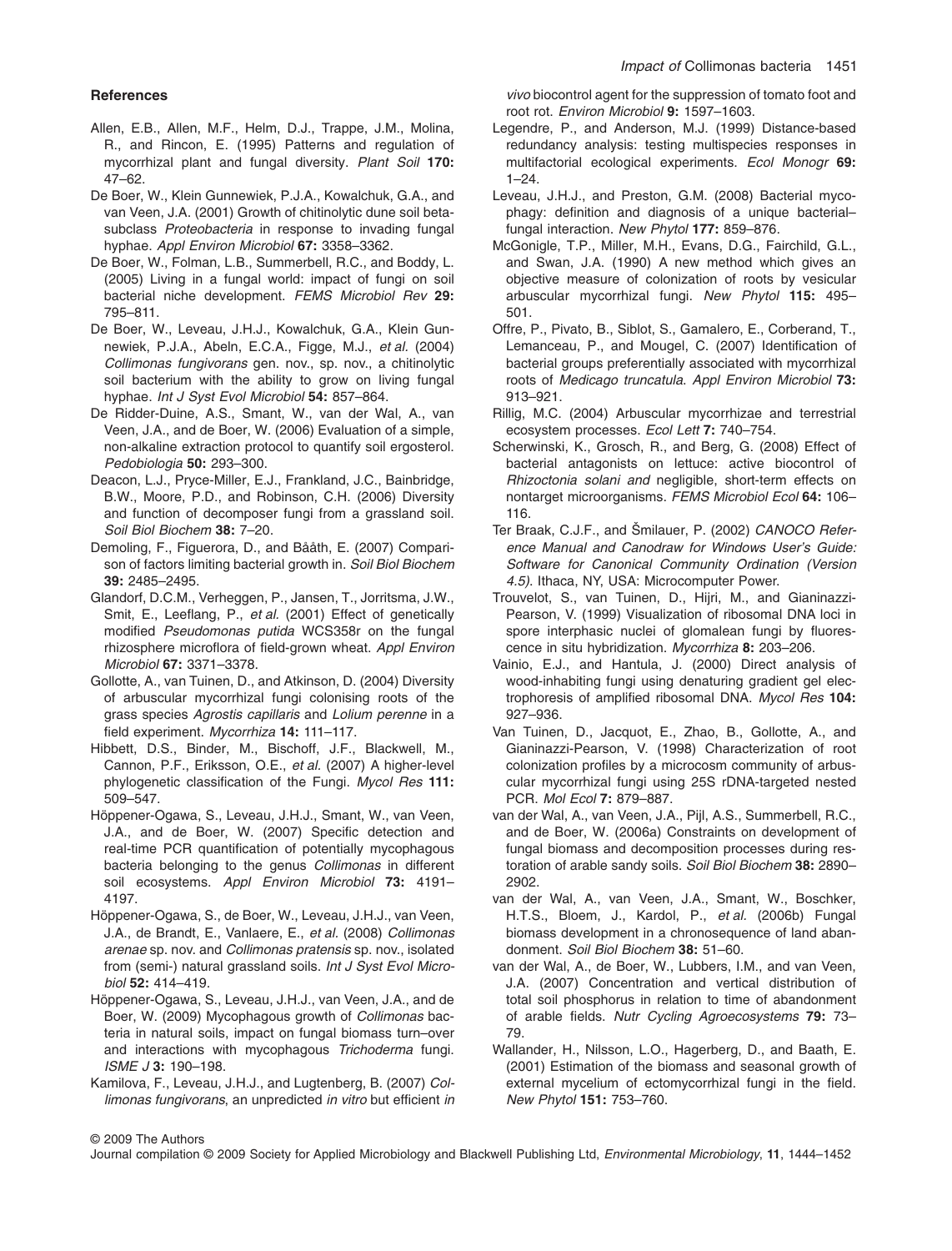## References

Allen, E.B., Allen, M.F., Helm, D.J., Trappe, J.M., Molina, R., and Rincon, E. (1995) Patterns and regulation of mycorrhizal plant and fungal diversity. *Plant Soil* **170:** 47–62.

De Boer, W., Klein Gunnewiek, P.J.A., Kowalchuk, G.A., and van Veen, J.A. (2001) Growth of chitinolytic dune soil beta-subclass *Proteobacteria* in response to invading fungal hyphae. *Appl Environ Microbiol* **67:** 3358–3362.

De Boer, W., Folman, L.B., Summerbell, R.C., and Boddy, L. (2005) Living in a fungal world: impact of fungi on soil bacterial niche development. *FEMS Microbiol Rev* **29:** 795–811.

De Boer, W., Leveau, J.H.J., Kowalchuk, G.A., Klein Gunnewiek, P.J.A., Abeln, E.C.A., Figge, M.J., *et al.* (2004) *Collimonas fungivorans* gen. nov., sp. nov., a chitinolytic soil bacterium with the ability to grow on living fungal hyphae. *Int J Syst Evol Microbiol* **54:** 857–864.

De Ridder-Duine, A.S., Smant, W., van der Wal, A., van Veen, J.A., and de Boer, W. (2006) Evaluation of a simple, non-alkaline extraction protocol to quantify soil ergosterol. *Pedobiologia* **50:** 293–300.

Deacon, L.J., Pryce-Miller, E.J., Frankland, J.C., Bainbridge, B.W., Moore, P.D., and Robinson, C.H. (2006) Diversity and function of decomposer fungi from a grassland soil. *Soil Biol Biochem* **38:** 7–20.

Demoling, F., Figuerora, D., and Bååth, E. (2007) Comparison of factors limiting bacterial growth in. *Soil Biol Biochem* **39:** 2485–2495.

Glandorf, D.C.M., Verheggen, P., Jansen, T., Jorritsma, J.W., Smit, E., Leeflang, P., *et al.* (2001) Effect of genetically modified *Pseudomonas putida* WCS358r on the fungal rhizosphere microflora of field-grown wheat. *Appl Environ Microbiol* **67:** 3371–3378.

Gollotte, A., van Tuinen, D., and Atkinson, D. (2004) Diversity of arbuscular mycorrhizal fungi colonising roots of the grass species *Agrostis capillaris* and *Lolium perenne* in a field experiment. *Mycorrhiza* **14:** 111–117.

Hibbett, D.S., Binder, M., Bischoff, J.F., Blackwell, M., Cannon, P.F., Eriksson, O.E., *et al.* (2007) A higher-level phylogenetic classification of the Fungi. *Mycol Res* **111:** 509–547.

Höppener-Ogawa, S., Leveau, J.H.J., Smant, W., van Veen, J.A., and de Boer, W. (2007) Specific detection and real-time PCR quantification of potentially mycophagous bacteria belonging to the genus *Collimonas* in different soil ecosystems. *Appl Environ Microbiol* **73:** 4191–4197.

Höppener-Ogawa, S., de Boer, W., Leveau, J.H.J., van Veen, J.A., de Brandt, E., Vanlaere, E., *et al.* (2008) *Collimonas arenae* sp. nov. and *Collimonas pratensis* sp. nov., isolated from (semi-) natural grassland soils. *Int J Syst Evol Microbiol* **52:** 414–419.

Höppener-Ogawa, S., Leveau, J.H.J., van Veen, J.A., and de Boer, W. (2009) Mycophagous growth of *Collimonas* bacteria in natural soils, impact on fungal biomass turn–over and interactions with mycophagous *Trichoderma* fungi. *ISME J* **3:** 190–198.

Kamilova, F., Leveau, J.H.J., and Lugtenberg, B. (2007) *Collimonas fungivorans*, an unpredicted *in vitro* but efficient *in vivo* biocontrol agent for the suppression of tomato foot and root rot. *Environ Microbiol* **9:** 1597–1603.

Legendre, P., and Anderson, M.J. (1999) Distance-based redundancy analysis: testing multispecies responses in multifactorial ecological experiments. *Ecol Monogr* **69:** 1–24.

Leveau, J.H.J., and Preston, G.M. (2008) Bacterial mycophagy: definition and diagnosis of a unique bacterial–fungal interaction. *New Phytol* **177:** 859–876.

McGonigle, T.P., Miller, M.H., Evans, D.G., Fairchild, G.L., and Swan, J.A. (1990) A new method which gives an objective measure of colonization of roots by vesicular arbuscular mycorrhizal fungi. *New Phytol* **115:** 495–501.

Offre, P., Pivato, B., Siblot, S., Gamalero, E., Corberand, T., Lemanceau, P., and Mougel, C. (2007) Identification of bacterial groups preferentially associated with mycorrhizal roots of *Medicago truncatula*. *Appl Environ Microbiol* **73:** 913–921.

Rillig, M.C. (2004) Arbuscular mycorrhizae and terrestrial ecosystem processes. *Ecol Lett* **7:** 740–754.

Scherwinski, K., Grosch, R., and Berg, G. (2008) Effect of bacterial antagonists on lettuce: active biocontrol of *Rhizoctonia solani and* negligible, short-term effects on nontarget microorganisms. *FEMS Microbiol Ecol* **64:** 106–116.

Ter Braak, C.J.F., and Šmilauer, P. (2002) *CANOCO Reference Manual and Canodraw for Windows User's Guide: Software for Canonical Community Ordination (Version 4.5)*. Ithaca, NY, USA: Microcomputer Power.

Trouvelot, S., van Tuinen, D., Hijri, M., and Gianinazzi-Pearson, V. (1999) Visualization of ribosomal DNA loci in spore interphasic nuclei of glomalean fungi by fluorescence in situ hybridization. *Mycorrhiza* **8:** 203–206.

Vainio, E.J., and Hantula, J. (2000) Direct analysis of wood-inhabiting fungi using denaturing gradient gel electrophoresis of amplified ribosomal DNA. *Mycol Res* **104:** 927–936.

Van Tuinen, D., Jacquot, E., Zhao, B., Gollotte, A., and Gianinazzi-Pearson, V. (1998) Characterization of root colonization profiles by a microcosm community of arbuscular mycorrhizal fungi using 25S rDNA-targeted nested PCR. *Mol Ecol* **7:** 879–887.

van der Wal, A., van Veen, J.A., Pijl, A.S., Summerbell, R.C., and de Boer, W. (2006a) Constraints on development of fungal biomass and decomposition processes during restoration of arable sandy soils. *Soil Biol Biochem* **38:** 2890–2902.

van der Wal, A., van Veen, J.A., Smant, W., Boschker, H.T.S., Bloem, J., Kardol, P., *et al.* (2006b) Fungal biomass development in a chronosequence of land abandonment. *Soil Biol Biochem* **38:** 51–60.

van der Wal, A., de Boer, W., Lubbers, I.M., and van Veen, J.A. (2007) Concentration and vertical distribution of total soil phosphorus in relation to time of abandonment of arable fields. *Nutr Cycling Agroecosystems* **79:** 73–79.

Wallander, H., Nilsson, L.O., Hagerberg, D., and Baath, E. (2001) Estimation of the biomass and seasonal growth of external mycelium of ectomycorrhizal fungi in the field. *New Phytol* **151:** 753–760.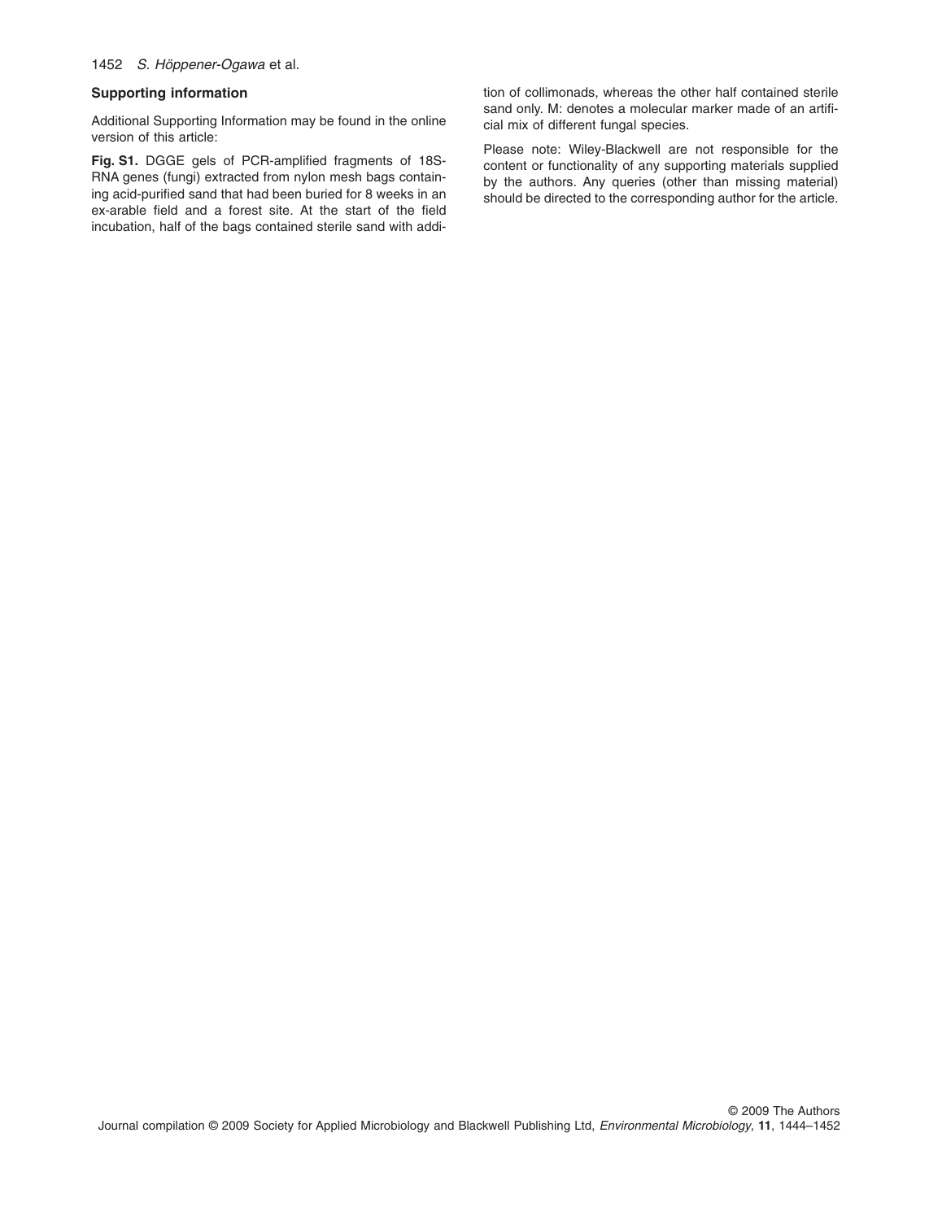## Supporting information

Additional Supporting Information may be found in the online version of this article:

**Fig. S1.** DGGE gels of PCR-amplified fragments of 18S-RNA genes (fungi) extracted from nylon mesh bags containing acid-purified sand that had been buried for 8 weeks in an ex-arable field and a forest site. At the start of the field incubation, half of the bags contained sterile sand with addition of collimonads, whereas the other half contained sterile sand only. M: denotes a molecular marker made of an artificial mix of different fungal species.

Please note: Wiley-Blackwell are not responsible for the content or functionality of any supporting materials supplied by the authors. Any queries (other than missing material) should be directed to the corresponding author for the article.